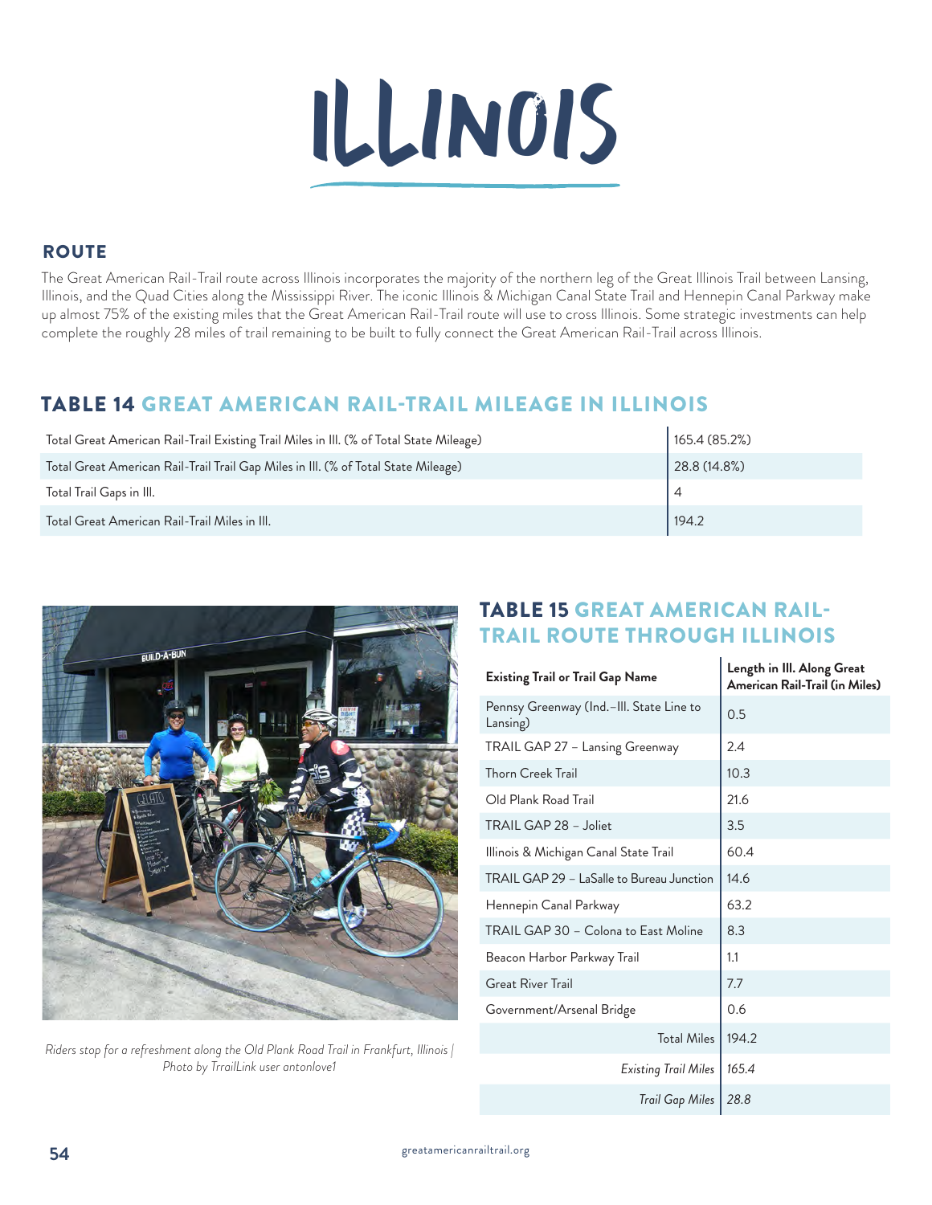# ILLINOIS

## ROUTE

The Great American Rail-Trail route across Illinois incorporates the majority of the northern leg of the Great Illinois Trail between Lansing, Illinois, and the Quad Cities along the Mississippi River. The iconic Illinois & Michigan Canal State Trail and Hennepin Canal Parkway make up almost 75% of the existing miles that the Great American Rail-Trail route will use to cross Illinois. Some strategic investments can help complete the roughly 28 miles of trail remaining to be built to fully connect the Great American Rail-Trail across Illinois.

## TABLE 14 GREAT AMERICAN RAIL-TRAIL MILEAGE IN ILLINOIS

| | |
|---|---|
| Total Great American Rail-Trail Existing Trail Miles in Ill. (% of Total State Mileage) | 165.4 (85.2%) |
| Total Great American Rail-Trail Trail Gap Miles in Ill. (% of Total State Mileage) | 28.8 (14.8%) |
| Total Trail Gaps in Ill. | 4 |
| Total Great American Rail-Trail Miles in Ill. | 194.2 |

*Riders stop for a refreshment along the Old Plank Road Trail in Frankfurt, Illinois | Photo by TrrailLink user antonlove1*

## TABLE 15 GREAT AMERICAN RAIL-TRAIL ROUTE THROUGH ILLINOIS

| Existing Trail or Trail Gap Name | Length in Ill. Along Great American Rail-Trail (in Miles) |
|---|---|
| Pennsy Greenway (Ind.–Ill. State Line to Lansing) | 0.5 |
| TRAIL GAP 27 – Lansing Greenway | 2.4 |
| Thorn Creek Trail | 10.3 |
| Old Plank Road Trail | 21.6 |
| TRAIL GAP 28 – Joliet | 3.5 |
| Illinois & Michigan Canal State Trail | 60.4 |
| TRAIL GAP 29 – LaSalle to Bureau Junction | 14.6 |
| Hennepin Canal Parkway | 63.2 |
| TRAIL GAP 30 – Colona to East Moline | 8.3 |
| Beacon Harbor Parkway Trail | 1.1 |
| Great River Trail | 7.7 |
| Government/Arsenal Bridge | 0.6 |
| Total Miles | 194.2 |
| *Existing Trail Miles* | *165.4* |
| *Trail Gap Miles* | *28.8* |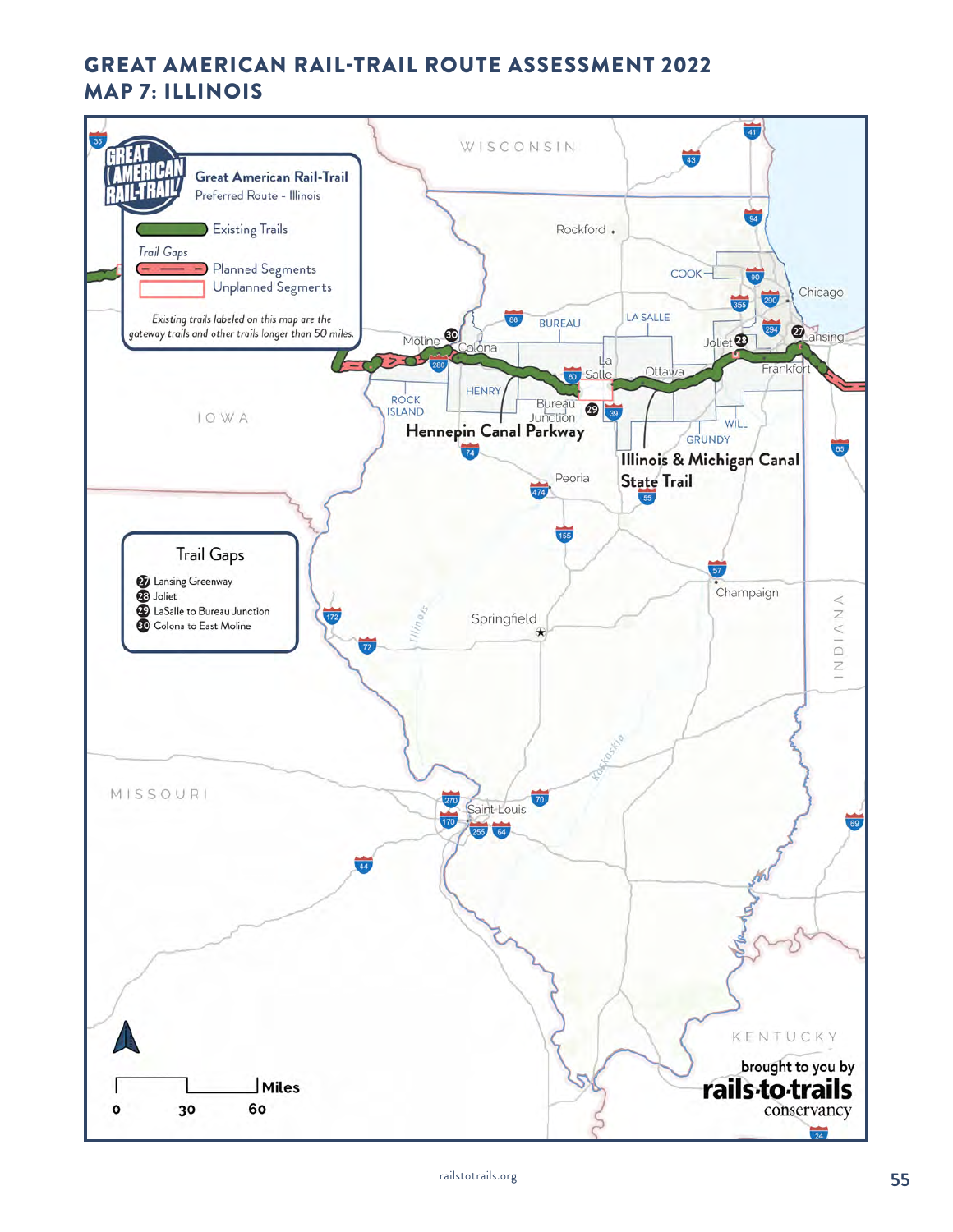# GREAT AMERICAN RAIL-TRAIL ROUTE ASSESSMENT 2022
# MAP 7: ILLINOIS

**Great American Rail-Trail**
Preferred Route - Illinois

- Existing Trails

*Trail Gaps*
- Planned Segments
- Unplanned Segments

*Existing trails labeled on this map are the gateway trails and other trails longer than 50 miles.*

**Trail Gaps**

- 27 Lansing Greenway
- 28 Joliet
- 29 LaSalle to Bureau Junction
- 30 Colona to East Moline

**Hennepin Canal Parkway**

**Illinois & Michigan Canal State Trail**

brought to you by **rails-to-trails** conservancy

railstotrails.org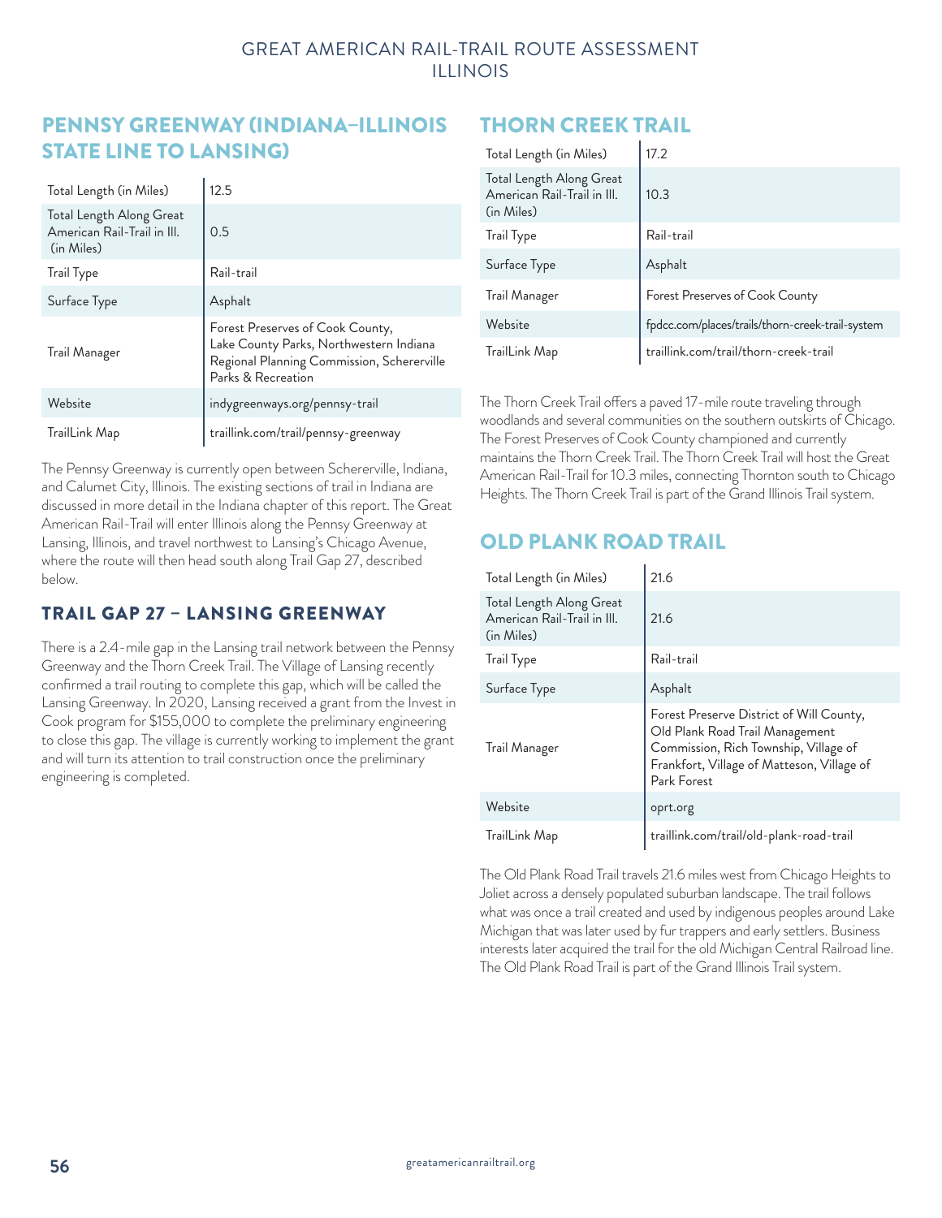## PENNSY GREENWAY (INDIANA–ILLINOIS STATE LINE TO LANSING)

| | |
|---|---|
| Total Length (in Miles) | 12.5 |
| Total Length Along Great American Rail-Trail in Ill. (in Miles) | 0.5 |
| Trail Type | Rail-trail |
| Surface Type | Asphalt |
| Trail Manager | Forest Preserves of Cook County, Lake County Parks, Northwestern Indiana Regional Planning Commission, Schererville Parks & Recreation |
| Website | indygreenways.org/pennsy-trail |
| TrailLink Map | traillink.com/trail/pennsy-greenway |

The Pennsy Greenway is currently open between Schererville, Indiana, and Calumet City, Illinois. The existing sections of trail in Indiana are discussed in more detail in the Indiana chapter of this report. The Great American Rail-Trail will enter Illinois along the Pennsy Greenway at Lansing, Illinois, and travel northwest to Lansing's Chicago Avenue, where the route will then head south along Trail Gap 27, described below.

### TRAIL GAP 27 – LANSING GREENWAY

There is a 2.4-mile gap in the Lansing trail network between the Pennsy Greenway and the Thorn Creek Trail. The Village of Lansing recently confirmed a trail routing to complete this gap, which will be called the Lansing Greenway. In 2020, Lansing received a grant from the Invest in Cook program for $155,000 to complete the preliminary engineering to close this gap. The village is currently working to implement the grant and will turn its attention to trail construction once the preliminary engineering is completed.

## THORN CREEK TRAIL

| | |
|---|---|
| Total Length (in Miles) | 17.2 |
| Total Length Along Great American Rail-Trail in Ill. (in Miles) | 10.3 |
| Trail Type | Rail-trail |
| Surface Type | Asphalt |
| Trail Manager | Forest Preserves of Cook County |
| Website | fpdcc.com/places/trails/thorn-creek-trail-system |
| TrailLink Map | traillink.com/trail/thorn-creek-trail |

The Thorn Creek Trail offers a paved 17-mile route traveling through woodlands and several communities on the southern outskirts of Chicago. The Forest Preserves of Cook County championed and currently maintains the Thorn Creek Trail. The Thorn Creek Trail will host the Great American Rail-Trail for 10.3 miles, connecting Thornton south to Chicago Heights. The Thorn Creek Trail is part of the Grand Illinois Trail system.

## OLD PLANK ROAD TRAIL

| | |
|---|---|
| Total Length (in Miles) | 21.6 |
| Total Length Along Great American Rail-Trail in Ill. (in Miles) | 21.6 |
| Trail Type | Rail-trail |
| Surface Type | Asphalt |
| Trail Manager | Forest Preserve District of Will County, Old Plank Road Trail Management Commission, Rich Township, Village of Frankfort, Village of Matteson, Village of Park Forest |
| Website | oprt.org |
| TrailLink Map | traillink.com/trail/old-plank-road-trail |

The Old Plank Road Trail travels 21.6 miles west from Chicago Heights to Joliet across a densely populated suburban landscape. The trail follows what was once a trail created and used by indigenous peoples around Lake Michigan that was later used by fur trappers and early settlers. Business interests later acquired the trail for the old Michigan Central Railroad line. The Old Plank Road Trail is part of the Grand Illinois Trail system.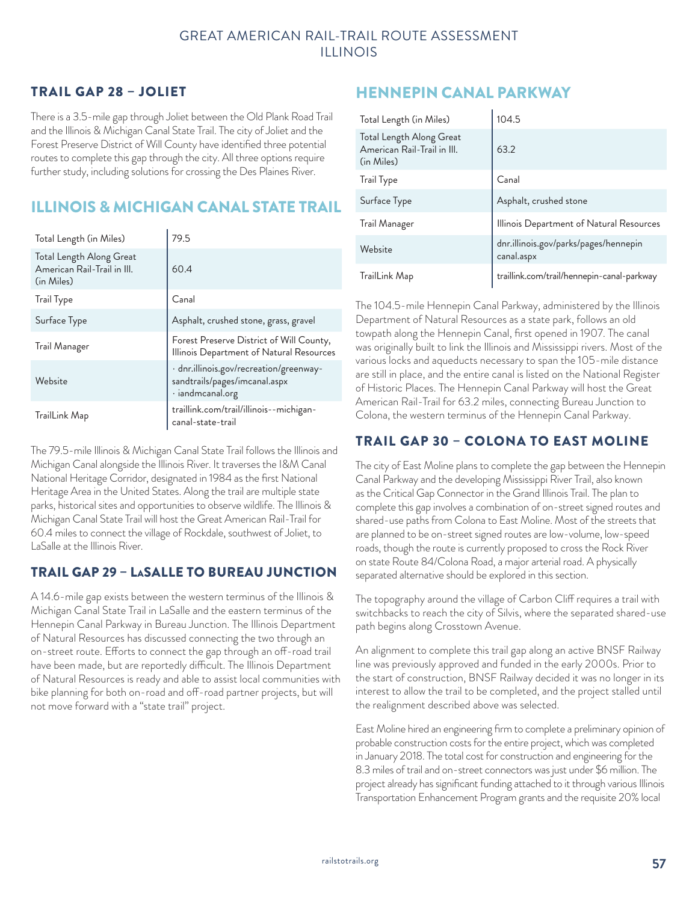## TRAIL GAP 28 – JOLIET

There is a 3.5-mile gap through Joliet between the Old Plank Road Trail and the Illinois & Michigan Canal State Trail. The city of Joliet and the Forest Preserve District of Will County have identified three potential routes to complete this gap through the city. All three options require further study, including solutions for crossing the Des Plaines River.

## ILLINOIS & MICHIGAN CANAL STATE TRAIL

| | |
|---|---|
| Total Length (in Miles) | 79.5 |
| Total Length Along Great American Rail-Trail in Ill. (in Miles) | 60.4 |
| Trail Type | Canal |
| Surface Type | Asphalt, crushed stone, grass, gravel |
| Trail Manager | Forest Preserve District of Will County, Illinois Department of Natural Resources |
| Website | · dnr.illinois.gov/recreation/greenway-sandtrails/pages/imcanal.aspx · iandmcanal.org |
| TrailLink Map | traillink.com/trail/illinois--michigan-canal-state-trail |

The 79.5-mile Illinois & Michigan Canal State Trail follows the Illinois and Michigan Canal alongside the Illinois River. It traverses the I&M Canal National Heritage Corridor, designated in 1984 as the first National Heritage Area in the United States. Along the trail are multiple state parks, historical sites and opportunities to observe wildlife. The Illinois & Michigan Canal State Trail will host the Great American Rail-Trail for 60.4 miles to connect the village of Rockdale, southwest of Joliet, to LaSalle at the Illinois River.

## TRAIL GAP 29 – LaSALLE TO BUREAU JUNCTION

A 14.6-mile gap exists between the western terminus of the Illinois & Michigan Canal State Trail in LaSalle and the eastern terminus of the Hennepin Canal Parkway in Bureau Junction. The Illinois Department of Natural Resources has discussed connecting the two through an on-street route. Efforts to connect the gap through an off-road trail have been made, but are reportedly difficult. The Illinois Department of Natural Resources is ready and able to assist local communities with bike planning for both on-road and off-road partner projects, but will not move forward with a "state trail" project.

## HENNEPIN CANAL PARKWAY

| | |
|---|---|
| Total Length (in Miles) | 104.5 |
| Total Length Along Great American Rail-Trail in Ill. (in Miles) | 63.2 |
| Trail Type | Canal |
| Surface Type | Asphalt, crushed stone |
| Trail Manager | Illinois Department of Natural Resources |
| Website | dnr.illinois.gov/parks/pages/hennepin canal.aspx |
| TrailLink Map | traillink.com/trail/hennepin-canal-parkway |

The 104.5-mile Hennepin Canal Parkway, administered by the Illinois Department of Natural Resources as a state park, follows an old towpath along the Hennepin Canal, first opened in 1907. The canal was originally built to link the Illinois and Mississippi rivers. Most of the various locks and aqueducts necessary to span the 105-mile distance are still in place, and the entire canal is listed on the National Register of Historic Places. The Hennepin Canal Parkway will host the Great American Rail-Trail for 63.2 miles, connecting Bureau Junction to Colona, the western terminus of the Hennepin Canal Parkway.

## TRAIL GAP 30 – COLONA TO EAST MOLINE

The city of East Moline plans to complete the gap between the Hennepin Canal Parkway and the developing Mississippi River Trail, also known as the Critical Gap Connector in the Grand Illinois Trail. The plan to complete this gap involves a combination of on-street signed routes and shared-use paths from Colona to East Moline. Most of the streets that are planned to be on-street signed routes are low-volume, low-speed roads, though the route is currently proposed to cross the Rock River on state Route 84/Colona Road, a major arterial road. A physically separated alternative should be explored in this section.

The topography around the village of Carbon Cliff requires a trail with switchbacks to reach the city of Silvis, where the separated shared-use path begins along Crosstown Avenue.

An alignment to complete this trail gap along an active BNSF Railway line was previously approved and funded in the early 2000s. Prior to the start of construction, BNSF Railway decided it was no longer in its interest to allow the trail to be completed, and the project stalled until the realignment described above was selected.

East Moline hired an engineering firm to complete a preliminary opinion of probable construction costs for the entire project, which was completed in January 2018. The total cost for construction and engineering for the 8.3 miles of trail and on-street connectors was just under $6 million. The project already has significant funding attached to it through various Illinois Transportation Enhancement Program grants and the requisite 20% local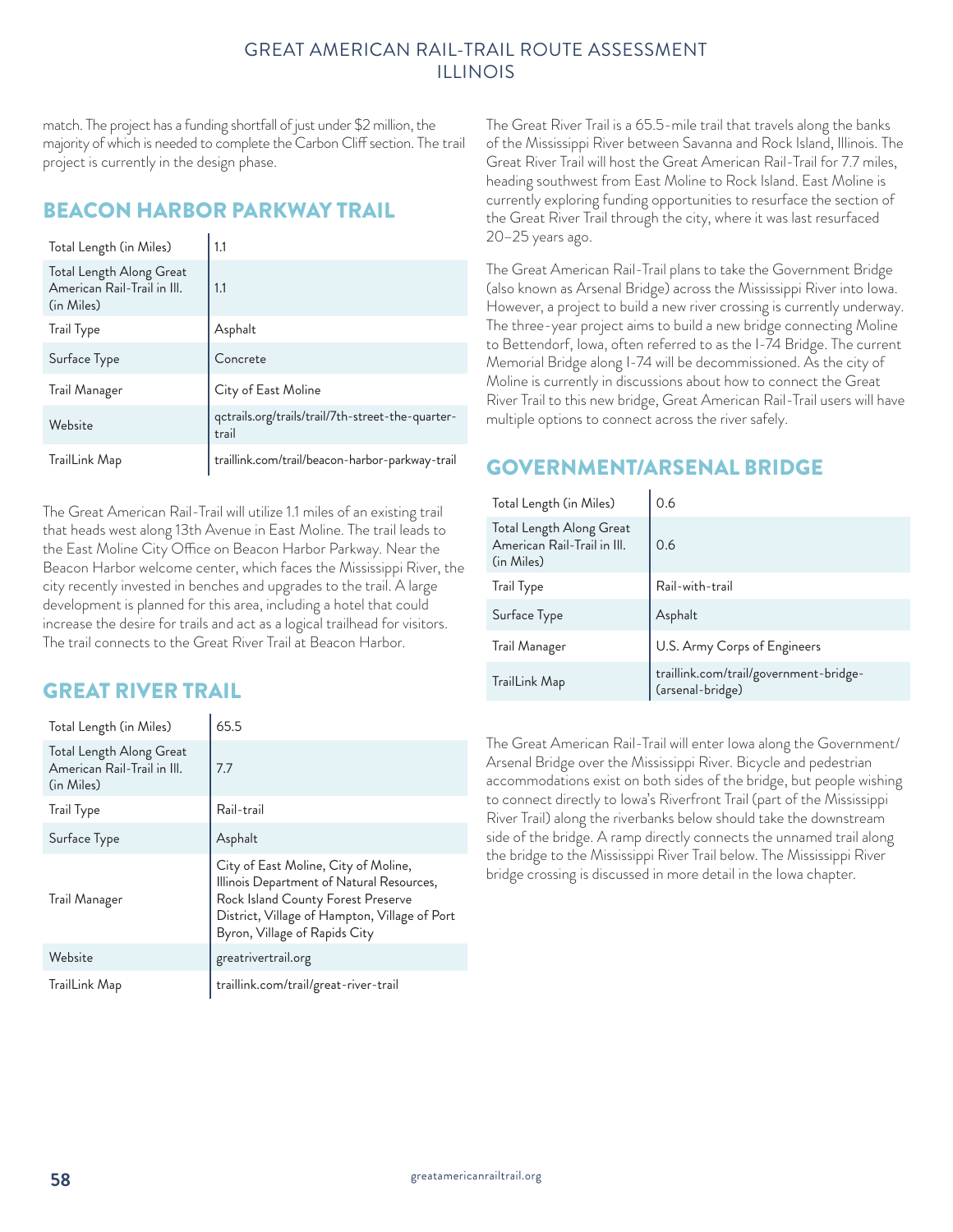match. The project has a funding shortfall of just under $2 million, the majority of which is needed to complete the Carbon Cliff section. The trail project is currently in the design phase.

## BEACON HARBOR PARKWAY TRAIL

| | |
|---|---|
| Total Length (in Miles) | 1.1 |
| Total Length Along Great American Rail-Trail in Ill. (in Miles) | 1.1 |
| Trail Type | Asphalt |
| Surface Type | Concrete |
| Trail Manager | City of East Moline |
| Website | qctrails.org/trails/trail/7th-street-the-quarter-trail |
| TrailLink Map | traillink.com/trail/beacon-harbor-parkway-trail |

The Great American Rail-Trail will utilize 1.1 miles of an existing trail that heads west along 13th Avenue in East Moline. The trail leads to the East Moline City Office on Beacon Harbor Parkway. Near the Beacon Harbor welcome center, which faces the Mississippi River, the city recently invested in benches and upgrades to the trail. A large development is planned for this area, including a hotel that could increase the desire for trails and act as a logical trailhead for visitors. The trail connects to the Great River Trail at Beacon Harbor.

## GREAT RIVER TRAIL

| | |
|---|---|
| Total Length (in Miles) | 65.5 |
| Total Length Along Great American Rail-Trail in Ill. (in Miles) | 7.7 |
| Trail Type | Rail-trail |
| Surface Type | Asphalt |
| Trail Manager | City of East Moline, City of Moline, Illinois Department of Natural Resources, Rock Island County Forest Preserve District, Village of Hampton, Village of Port Byron, Village of Rapids City |
| Website | greatrivertrail.org |
| TrailLink Map | traillink.com/trail/great-river-trail |

The Great River Trail is a 65.5-mile trail that travels along the banks of the Mississippi River between Savanna and Rock Island, Illinois. The Great River Trail will host the Great American Rail-Trail for 7.7 miles, heading southwest from East Moline to Rock Island. East Moline is currently exploring funding opportunities to resurface the section of the Great River Trail through the city, where it was last resurfaced 20–25 years ago.

The Great American Rail-Trail plans to take the Government Bridge (also known as Arsenal Bridge) across the Mississippi River into Iowa. However, a project to build a new river crossing is currently underway. The three-year project aims to build a new bridge connecting Moline to Bettendorf, Iowa, often referred to as the I-74 Bridge. The current Memorial Bridge along I-74 will be decommissioned. As the city of Moline is currently in discussions about how to connect the Great River Trail to this new bridge, Great American Rail-Trail users will have multiple options to connect across the river safely.

## GOVERNMENT/ARSENAL BRIDGE

| | |
|---|---|
| Total Length (in Miles) | 0.6 |
| Total Length Along Great American Rail-Trail in Ill. (in Miles) | 0.6 |
| Trail Type | Rail-with-trail |
| Surface Type | Asphalt |
| Trail Manager | U.S. Army Corps of Engineers |
| TrailLink Map | traillink.com/trail/government-bridge-(arsenal-bridge) |

The Great American Rail-Trail will enter Iowa along the Government/ Arsenal Bridge over the Mississippi River. Bicycle and pedestrian accommodations exist on both sides of the bridge, but people wishing to connect directly to Iowa's Riverfront Trail (part of the Mississippi River Trail) along the riverbanks below should take the downstream side of the bridge. A ramp directly connects the unnamed trail along the bridge to the Mississippi River Trail below. The Mississippi River bridge crossing is discussed in more detail in the Iowa chapter.